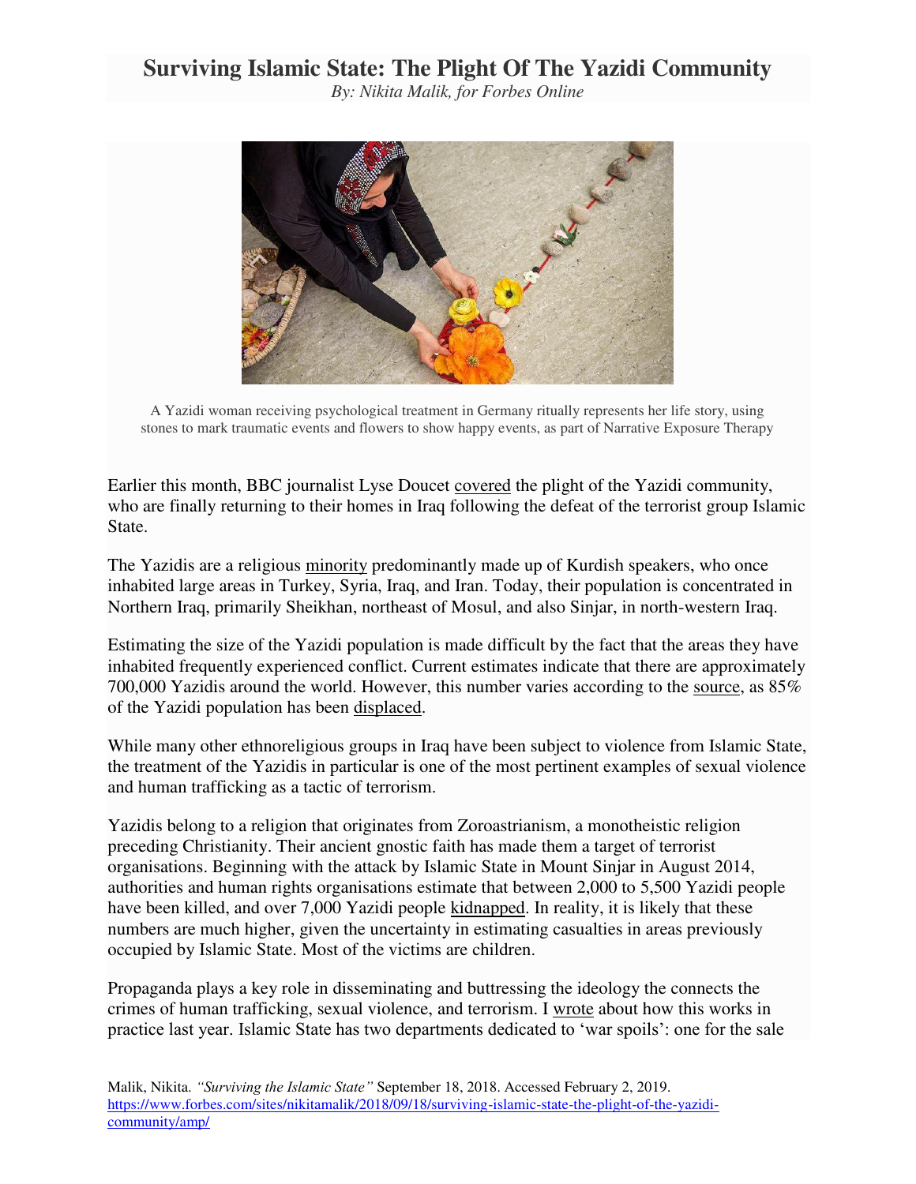# Surviving Islamic State: The Plight Of The Yazidi Community

*By: Nikita Malik, for Forbes Online*

A Yazidi woman receiving psychological treatment in Germany ritually represents her life story, using stones to mark traumatic events and flowers to show happy events, as part of Narrative Exposure Therapy

Earlier this month, BBC journalist Lyse Doucet covered the plight of the Yazidi community, who are finally returning to their homes in Iraq following the defeat of the terrorist group Islamic State.

The Yazidis are a religious minority predominantly made up of Kurdish speakers, who once inhabited large areas in Turkey, Syria, Iraq, and Iran. Today, their population is concentrated in Northern Iraq, primarily Sheikhan, northeast of Mosul, and also Sinjar, in north-western Iraq.

Estimating the size of the Yazidi population is made difficult by the fact that the areas they have inhabited frequently experienced conflict. Current estimates indicate that there are approximately 700,000 Yazidis around the world. However, this number varies according to the source, as 85% of the Yazidi population has been displaced.

While many other ethnoreligious groups in Iraq have been subject to violence from Islamic State, the treatment of the Yazidis in particular is one of the most pertinent examples of sexual violence and human trafficking as a tactic of terrorism.

Yazidis belong to a religion that originates from Zoroastrianism, a monotheistic religion preceding Christianity. Their ancient gnostic faith has made them a target of terrorist organisations. Beginning with the attack by Islamic State in Mount Sinjar in August 2014, authorities and human rights organisations estimate that between 2,000 to 5,500 Yazidi people have been killed, and over 7,000 Yazidi people kidnapped. In reality, it is likely that these numbers are much higher, given the uncertainty in estimating casualties in areas previously occupied by Islamic State. Most of the victims are children.

Propaganda plays a key role in disseminating and buttressing the ideology the connects the crimes of human trafficking, sexual violence, and terrorism. I wrote about how this works in practice last year. Islamic State has two departments dedicated to 'war spoils': one for the sale

Malik, Nikita. *"Surviving the Islamic State"* September 18, 2018. Accessed February 2, 2019. https://www.forbes.com/sites/nikitamalik/2018/09/18/surviving-islamic-state-the-plight-of-the-yazidi-community/amp/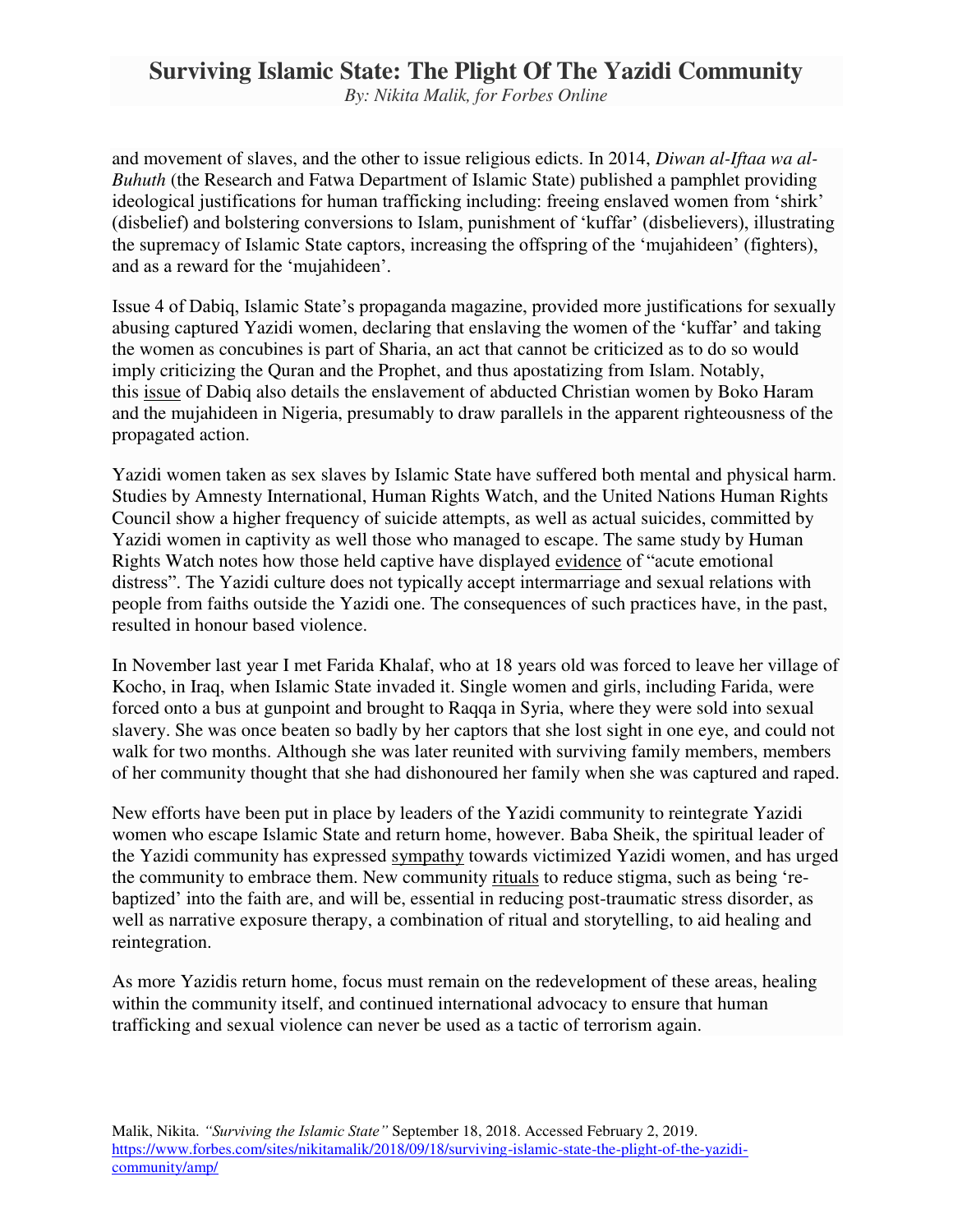and movement of slaves, and the other to issue religious edicts. In 2014, *Diwan al-Iftaa wa al-Buhuth* (the Research and Fatwa Department of Islamic State) published a pamphlet providing ideological justifications for human trafficking including: freeing enslaved women from 'shirk' (disbelief) and bolstering conversions to Islam, punishment of 'kuffar' (disbelievers), illustrating the supremacy of Islamic State captors, increasing the offspring of the 'mujahideen' (fighters), and as a reward for the 'mujahideen'.

Issue 4 of Dabiq, Islamic State's propaganda magazine, provided more justifications for sexually abusing captured Yazidi women, declaring that enslaving the women of the 'kuffar' and taking the women as concubines is part of Sharia, an act that cannot be criticized as to do so would imply criticizing the Quran and the Prophet, and thus apostatizing from Islam. Notably, this issue of Dabiq also details the enslavement of abducted Christian women by Boko Haram and the mujahideen in Nigeria, presumably to draw parallels in the apparent righteousness of the propagated action.

Yazidi women taken as sex slaves by Islamic State have suffered both mental and physical harm. Studies by Amnesty International, Human Rights Watch, and the United Nations Human Rights Council show a higher frequency of suicide attempts, as well as actual suicides, committed by Yazidi women in captivity as well those who managed to escape. The same study by Human Rights Watch notes how those held captive have displayed evidence of "acute emotional distress". The Yazidi culture does not typically accept intermarriage and sexual relations with people from faiths outside the Yazidi one. The consequences of such practices have, in the past, resulted in honour based violence.

In November last year I met Farida Khalaf, who at 18 years old was forced to leave her village of Kocho, in Iraq, when Islamic State invaded it. Single women and girls, including Farida, were forced onto a bus at gunpoint and brought to Raqqa in Syria, where they were sold into sexual slavery. She was once beaten so badly by her captors that she lost sight in one eye, and could not walk for two months. Although she was later reunited with surviving family members, members of her community thought that she had dishonoured her family when she was captured and raped.

New efforts have been put in place by leaders of the Yazidi community to reintegrate Yazidi women who escape Islamic State and return home, however. Baba Sheik, the spiritual leader of the Yazidi community has expressed sympathy towards victimized Yazidi women, and has urged the community to embrace them. New community rituals to reduce stigma, such as being 're-baptized' into the faith are, and will be, essential in reducing post-traumatic stress disorder, as well as narrative exposure therapy, a combination of ritual and storytelling, to aid healing and reintegration.

As more Yazidis return home, focus must remain on the redevelopment of these areas, healing within the community itself, and continued international advocacy to ensure that human trafficking and sexual violence can never be used as a tactic of terrorism again.

Malik, Nikita. *"Surviving the Islamic State"* September 18, 2018. Accessed February 2, 2019. https://www.forbes.com/sites/nikitamalik/2018/09/18/surviving-islamic-state-the-plight-of-the-yazidi-community/amp/